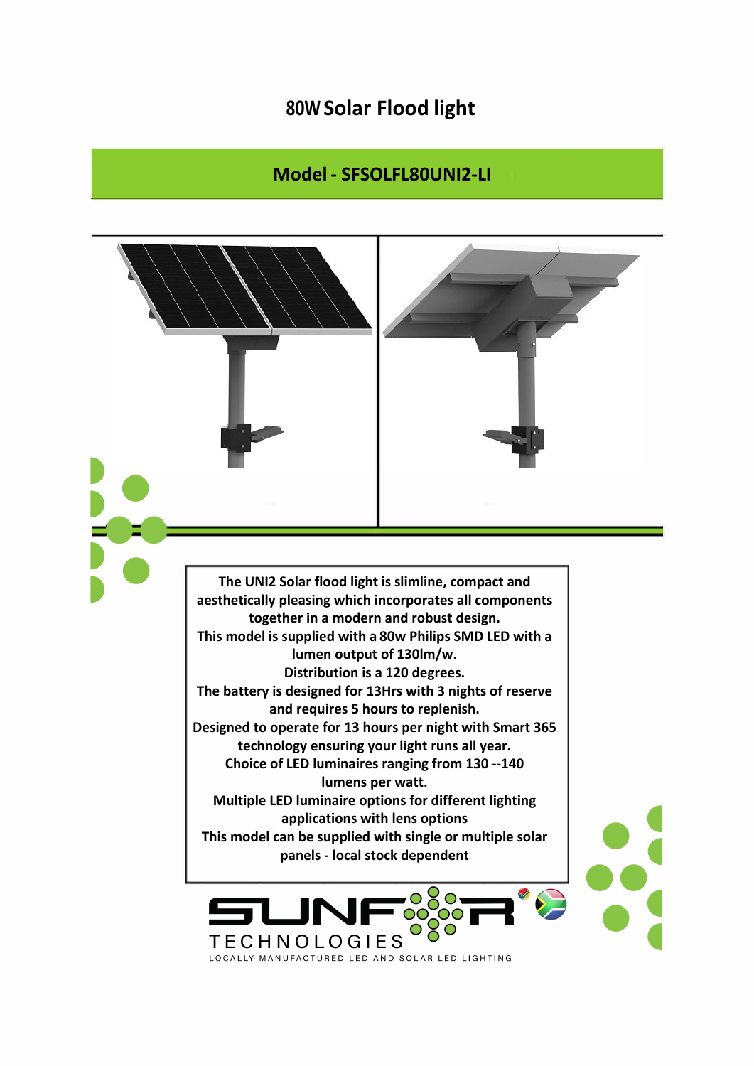# 80W Solar Flood light

## Model - SFSOLFL80UNI2-LI

**The UNI2 Solar flood light is slimline, compact and aesthetically pleasing which incorporates all components together in a modern and robust design.**
**This model is supplied with a 80w Philips SMD LED with a lumen output of 130lm/w.**
**Distribution is a 120 degrees.**
**The battery is designed for 13Hrs with 3 nights of reserve and requires 5 hours to replenish.**
**Designed to operate for 13 hours per night with Smart 365 technology ensuring your light runs all year.**
**Choice of LED luminaires ranging from 130 --140 lumens per watt.**
**Multiple LED luminaire options for different lighting applications with lens options**
**This model can be supplied with single or multiple solar panels - local stock dependent**

SUNFOR TECHNOLOGIES
LOCALLY MANUFACTURED LED AND SOLAR LED LIGHTING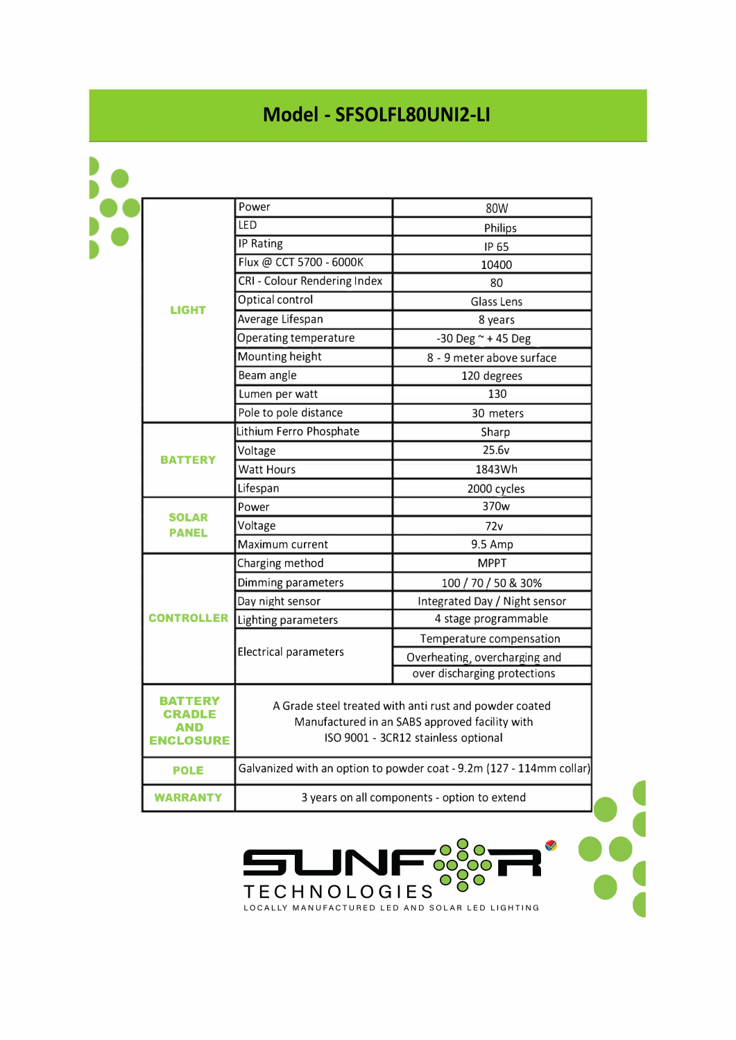# Model - SFSOLFL80UNI2-LI

| | | |
|---|---|---|
| **LIGHT** | Power | 80W |
| | LED | Philips |
| | IP Rating | IP 65 |
| | Flux @ CCT 5700 - 6000K | 10400 |
| | CRI - Colour Rendering Index | 80 |
| | Optical control | Glass Lens |
| | Average Lifespan | 8 years |
| | Operating temperature | -30 Deg ~ + 45 Deg |
| | Mounting height | 8 - 9 meter above surface |
| | Beam angle | 120 degrees |
| | Lumen per watt | 130 |
| | Pole to pole distance | 30 meters |
| **BATTERY** | Lithium Ferro Phosphate | Sharp |
| | Voltage | 25.6v |
| | Watt Hours | 1843Wh |
| | Lifespan | 2000 cycles |
| **SOLAR PANEL** | Power | 370w |
| | Voltage | 72v |
| | Maximum current | 9.5 Amp |
| **CONTROLLER** | Charging method | MPPT |
| | Dimming parameters | 100 / 70 / 50 & 30% |
| | Day night sensor | Integrated Day / Night sensor |
| | Lighting parameters | 4 stage programmable |
| | Electrical parameters | Temperature compensation |
| | | Overheating, overcharging and over discharging protections |
| **BATTERY CRADLE AND ENCLOSURE** | A Grade steel treated with anti rust and powder coated Manufactured in an SABS approved facility with ISO 9001 - 3CR12 stainless optional | |
| **POLE** | Galvanized with an option to powder coat - 9.2m (127 - 114mm collar) | |
| **WARRANTY** | 3 years on all components - option to extend | |

SUNFOR TECHNOLOGIES

LOCALLY MANUFACTURED LED AND SOLAR LED LIGHTING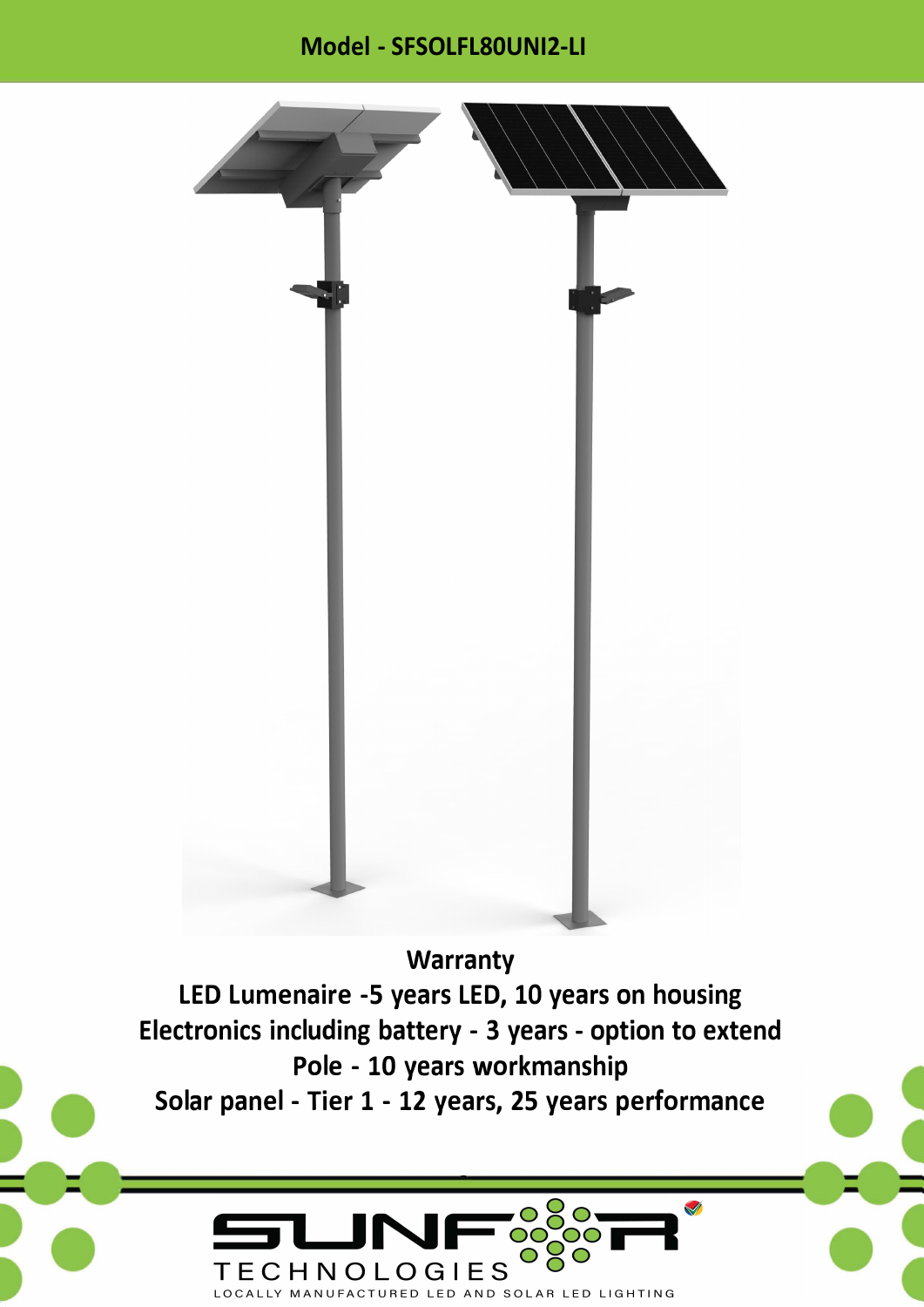Model - SFSOLFL80UNI2-LI

**Warranty**

**LED Lumenaire -5 years LED, 10 years on housing**

**Electronics including battery - 3 years - option to extend**

**Pole - 10 years workmanship**

**Solar panel - Tier 1 - 12 years, 25 years performance**

SUNFOR TECHNOLOGIES

LOCALLY MANUFACTURED LED AND SOLAR LED LIGHTING